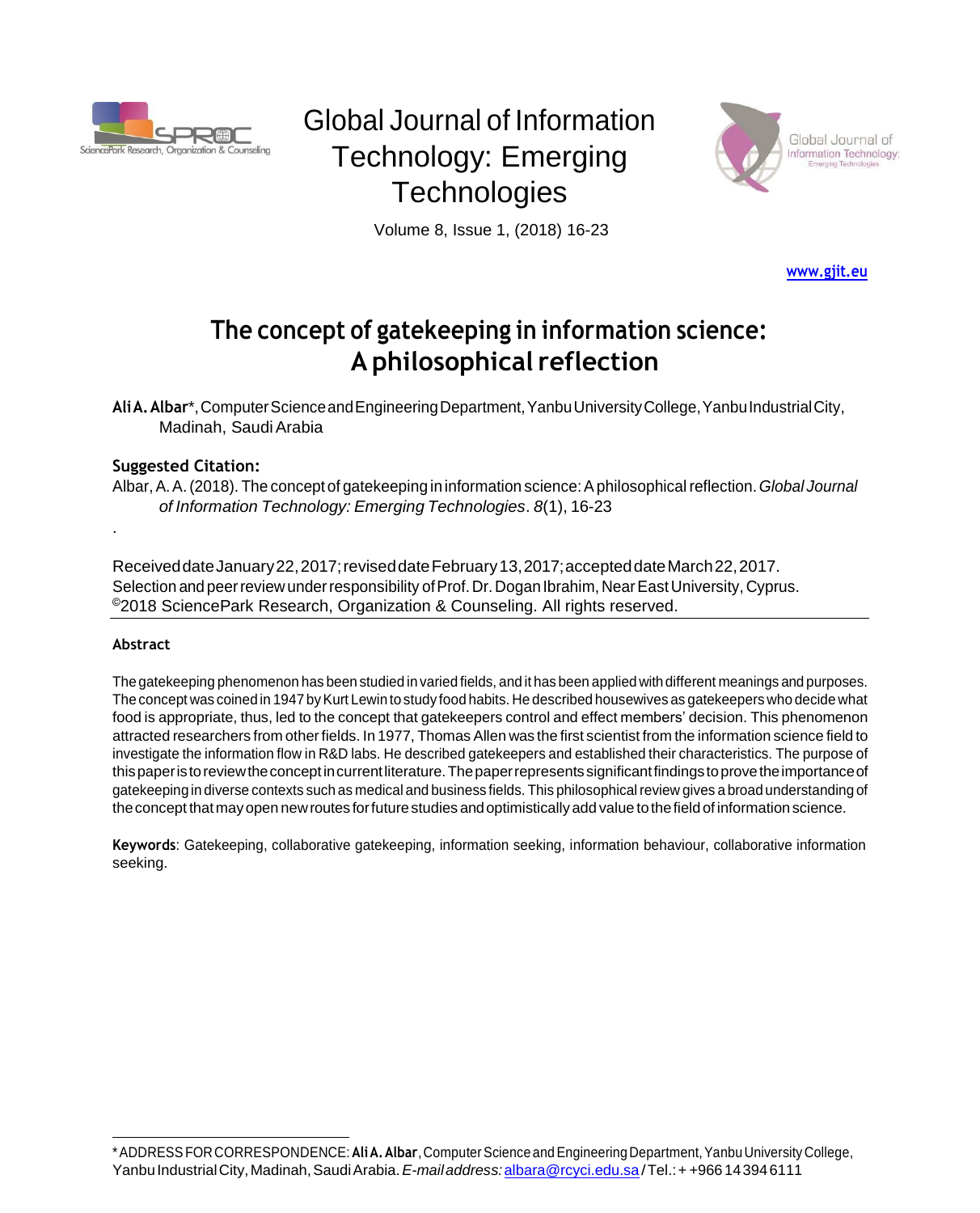# Global Journal of Information Technology: Emerging Technologies

www.gjit.eu

# The concept of gatekeeping in information science: A philosophical reflection

**Ali A. Albar***, Computer Science and Engineering Department, Yanbu University College, Yanbu Industrial City, Madinah, Saudi Arabia

**Suggested Citation:**

Albar, A. A. (2018). The concept of gatekeeping in information science: A philosophical reflection. *Global Journal of Information Technology: Emerging Technologies*. *8*(1), 16-23

.

Received date January 22, 2017; revised date February 13, 2017; accepted date March 22, 2017.
Selection and peer review under responsibility of Prof. Dr. Dogan Ibrahim, Near East University, Cyprus.
©2018 SciencePark Research, Organization & Counseling. All rights reserved.

---

### Abstract

The gatekeeping phenomenon has been studied in varied fields, and it has been applied with different meanings and purposes. The concept was coined in 1947 by Kurt Lewin to study food habits. He described housewives as gatekeepers who decide what food is appropriate, thus, led to the concept that gatekeepers control and effect members' decision. This phenomenon attracted researchers from other fields. In 1977, Thomas Allen was the first scientist from the information science field to investigate the information flow in R&D labs. He described gatekeepers and established their characteristics. The purpose of this paper is to review the concept in current literature. The paper represents significant findings to prove the importance of gatekeeping in diverse contexts such as medical and business fields. This philosophical review gives a broad understanding of the concept that may open new routes for future studies and optimistically add value to the field of information science.

**Keywords**: Gatekeeping, collaborative gatekeeping, information seeking, information behaviour, collaborative information seeking.

---

* ADDRESS FOR CORRESPONDENCE: **Ali A. Albar**, Computer Science and Engineering Department, Yanbu University College, Yanbu Industrial City, Madinah, Saudi Arabia. *E-mail address:* albara@rcyci.edu.sa / Tel.: + +966 14 394 6111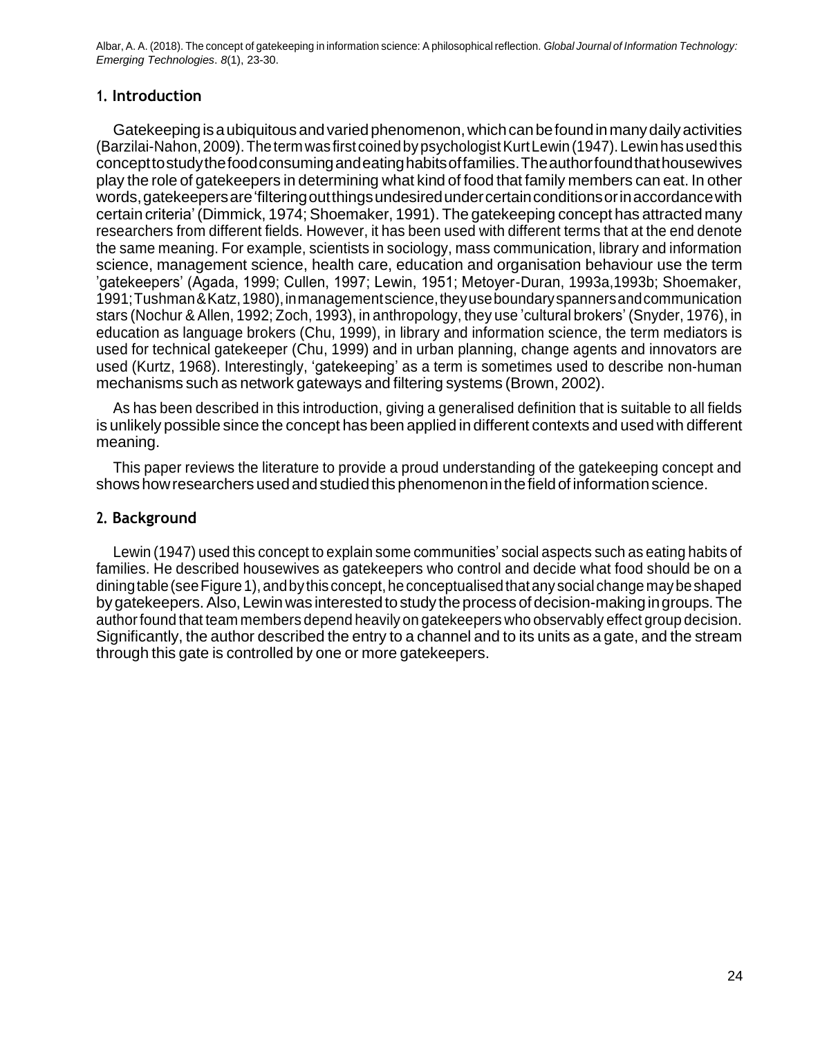## 1. Introduction

Gatekeeping is a ubiquitous and varied phenomenon, which can be found in many daily activities (Barzilai-Nahon, 2009). The term was first coined by psychologist Kurt Lewin (1947). Lewin has used this concept to study the food consuming and eating habits of families. The author found that housewives play the role of gatekeepers in determining what kind of food that family members can eat. In other words, gatekeepers are 'filtering out things undesired under certain conditions or in accordance with certain criteria' (Dimmick, 1974; Shoemaker, 1991). The gatekeeping concept has attracted many researchers from different fields. However, it has been used with different terms that at the end denote the same meaning. For example, scientists in sociology, mass communication, library and information science, management science, health care, education and organisation behaviour use the term 'gatekeepers' (Agada, 1999; Cullen, 1997; Lewin, 1951; Metoyer-Duran, 1993a,1993b; Shoemaker, 1991; Tushman & Katz, 1980), in management science, they use boundary spanners and communication stars (Nochur & Allen, 1992; Zoch, 1993), in anthropology, they use 'cultural brokers' (Snyder, 1976), in education as language brokers (Chu, 1999), in library and information science, the term mediators is used for technical gatekeeper (Chu, 1999) and in urban planning, change agents and innovators are used (Kurtz, 1968). Interestingly, 'gatekeeping' as a term is sometimes used to describe non-human mechanisms such as network gateways and filtering systems (Brown, 2002).

As has been described in this introduction, giving a generalised definition that is suitable to all fields is unlikely possible since the concept has been applied in different contexts and used with different meaning.

This paper reviews the literature to provide a proud understanding of the gatekeeping concept and shows how researchers used and studied this phenomenon in the field of information science.

## 2. Background

Lewin (1947) used this concept to explain some communities' social aspects such as eating habits of families. He described housewives as gatekeepers who control and decide what food should be on a dining table (see Figure 1), and by this concept, he conceptualised that any social change may be shaped by gatekeepers. Also, Lewin was interested to study the process of decision-making in groups. The author found that team members depend heavily on gatekeepers who observably effect group decision. Significantly, the author described the entry to a channel and to its units as a gate, and the stream through this gate is controlled by one or more gatekeepers.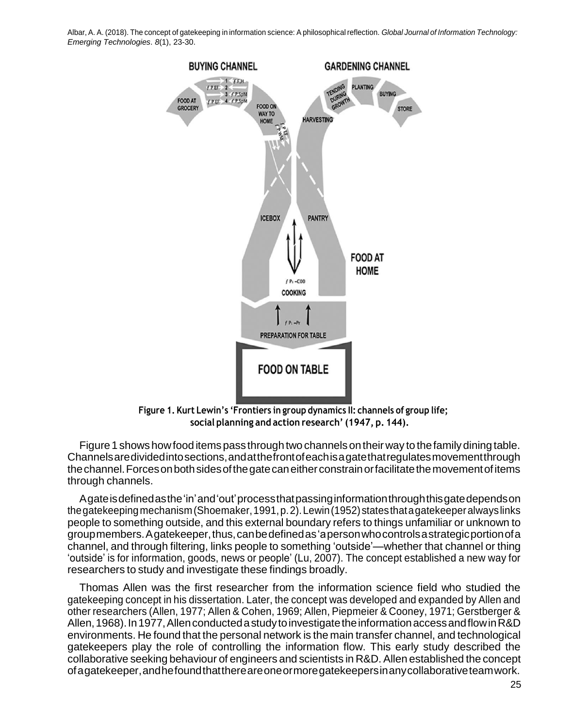Figure 1. Kurt Lewin's 'Frontiers in group dynamics II: channels of group life; social planning and action research' (1947, p. 144).

Figure 1 shows how food items pass through two channels on their way to the family dining table. Channels are divided into sections, and at the front of each is a gate that regulates movement through the channel. Forces on both sides of the gate can either constrain or facilitate the movement of items through channels.

A gate is defined as the 'in' and 'out' process that passing information through this gate depends on the gatekeeping mechanism (Shoemaker, 1991, p. 2). Lewin (1952) states that a gatekeeper always links people to something outside, and this external boundary refers to things unfamiliar or unknown to group members. A gatekeeper, thus, can be defined as 'a person who controls a strategic portion of a channel, and through filtering, links people to something 'outside'—whether that channel or thing 'outside' is for information, goods, news or people' (Lu, 2007). The concept established a new way for researchers to study and investigate these findings broadly.

Thomas Allen was the first researcher from the information science field who studied the gatekeeping concept in his dissertation. Later, the concept was developed and expanded by Allen and other researchers (Allen, 1977; Allen & Cohen, 1969; Allen, Piepmeier & Cooney, 1971; Gerstberger & Allen, 1968). In 1977, Allen conducted a study to investigate the information access and flow in R&D environments. He found that the personal network is the main transfer channel, and technological gatekeepers play the role of controlling the information flow. This early study described the collaborative seeking behaviour of engineers and scientists in R&D. Allen established the concept of a gatekeeper, and he found that there are one or more gatekeepers in any collaborative teamwork.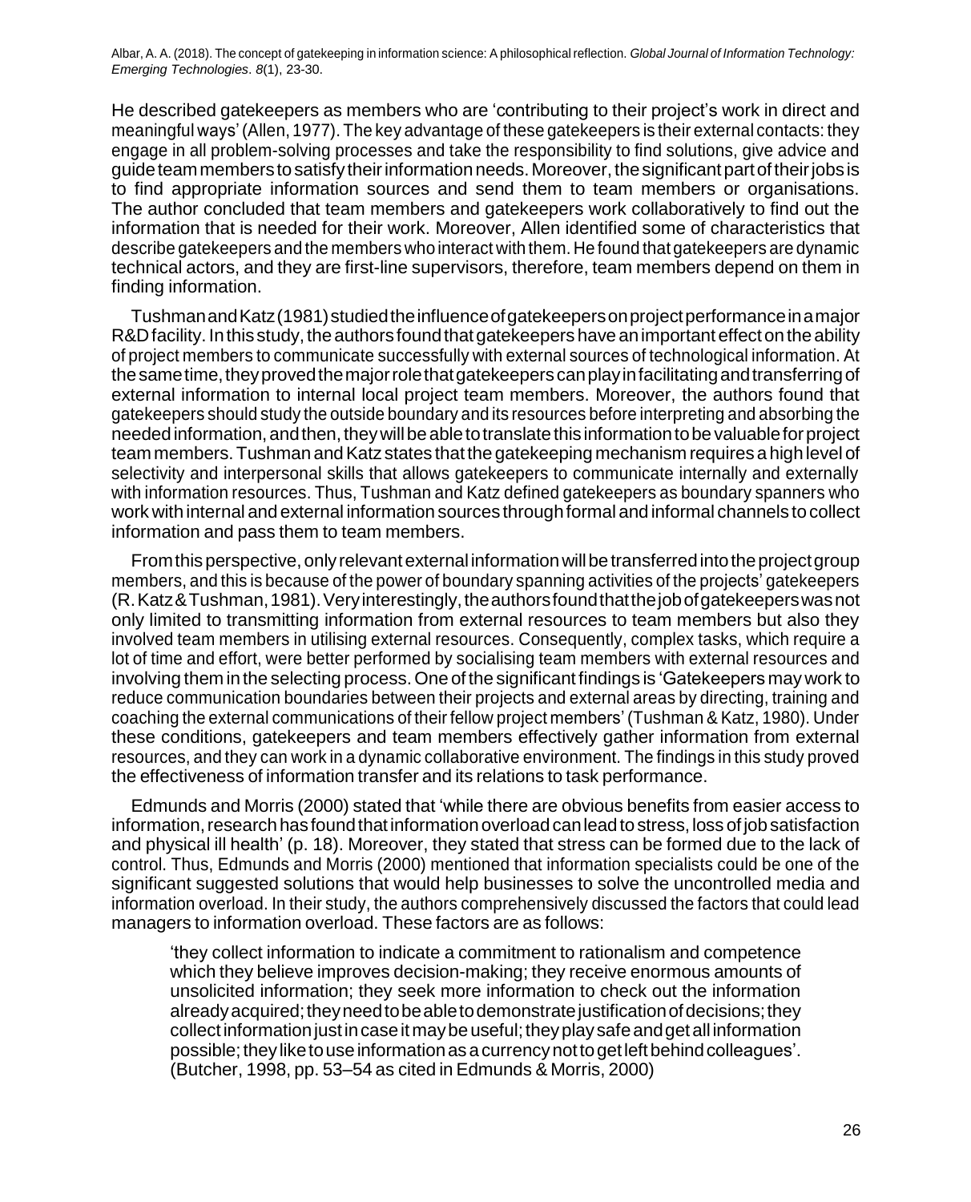He described gatekeepers as members who are 'contributing to their project's work in direct and meaningful ways' (Allen, 1977). The key advantage of these gatekeepers is their external contacts: they engage in all problem-solving processes and take the responsibility to find solutions, give advice and guide team members to satisfy their information needs. Moreover, the significant part of their jobs is to find appropriate information sources and send them to team members or organisations. The author concluded that team members and gatekeepers work collaboratively to find out the information that is needed for their work. Moreover, Allen identified some of characteristics that describe gatekeepers and the members who interact with them. He found that gatekeepers are dynamic technical actors, and they are first-line supervisors, therefore, team members depend on them in finding information.

Tushman and Katz (1981) studied the influence of gatekeepers on project performance in a major R&D facility. In this study, the authors found that gatekeepers have an important effect on the ability of project members to communicate successfully with external sources of technological information. At the same time, they proved the major role that gatekeepers can play in facilitating and transferring of external information to internal local project team members. Moreover, the authors found that gatekeepers should study the outside boundary and its resources before interpreting and absorbing the needed information, and then, they will be able to translate this information to be valuable for project team members. Tushman and Katz states that the gatekeeping mechanism requires a high level of selectivity and interpersonal skills that allows gatekeepers to communicate internally and externally with information resources. Thus, Tushman and Katz defined gatekeepers as boundary spanners who work with internal and external information sources through formal and informal channels to collect information and pass them to team members.

From this perspective, only relevant external information will be transferred into the project group members, and this is because of the power of boundary spanning activities of the projects' gatekeepers (R. Katz & Tushman, 1981). Very interestingly, the authors found that the job of gatekeepers was not only limited to transmitting information from external resources to team members but also they involved team members in utilising external resources. Consequently, complex tasks, which require a lot of time and effort, were better performed by socialising team members with external resources and involving them in the selecting process. One of the significant findings is 'Gatekeepers may work to reduce communication boundaries between their projects and external areas by directing, training and coaching the external communications of their fellow project members' (Tushman & Katz, 1980). Under these conditions, gatekeepers and team members effectively gather information from external resources, and they can work in a dynamic collaborative environment. The findings in this study proved the effectiveness of information transfer and its relations to task performance.

Edmunds and Morris (2000) stated that 'while there are obvious benefits from easier access to information, research has found that information overload can lead to stress, loss of job satisfaction and physical ill health' (p. 18). Moreover, they stated that stress can be formed due to the lack of control. Thus, Edmunds and Morris (2000) mentioned that information specialists could be one of the significant suggested solutions that would help businesses to solve the uncontrolled media and information overload. In their study, the authors comprehensively discussed the factors that could lead managers to information overload. These factors are as follows:

> 'they collect information to indicate a commitment to rationalism and competence which they believe improves decision-making; they receive enormous amounts of unsolicited information; they seek more information to check out the information already acquired; they need to be able to demonstrate justification of decisions; they collect information just in case it may be useful; they play safe and get all information possible; they like to use information as a currency not to get left behind colleagues'. (Butcher, 1998, pp. 53–54 as cited in Edmunds & Morris, 2000)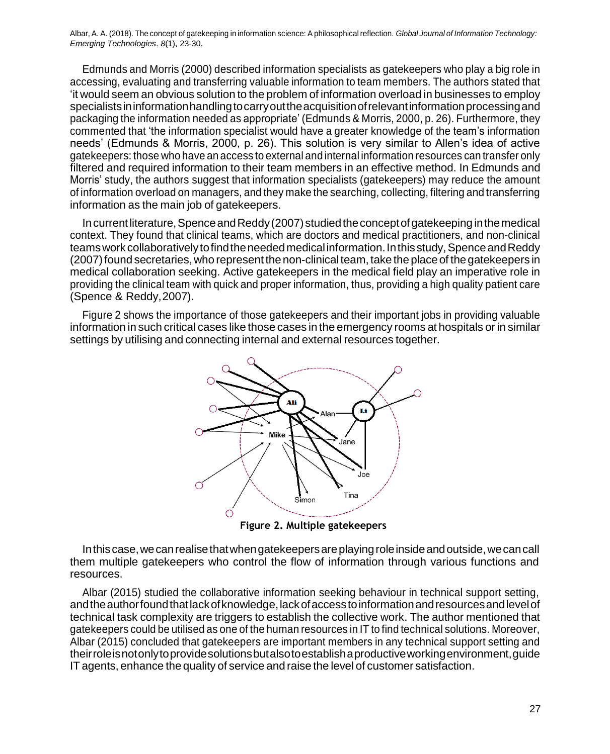Edmunds and Morris (2000) described information specialists as gatekeepers who play a big role in accessing, evaluating and transferring valuable information to team members. The authors stated that 'it would seem an obvious solution to the problem of information overload in businesses to employ specialists in information handling to carry out the acquisition of relevant information processing and packaging the information needed as appropriate' (Edmunds & Morris, 2000, p. 26). Furthermore, they commented that 'the information specialist would have a greater knowledge of the team's information needs' (Edmunds & Morris, 2000, p. 26). This solution is very similar to Allen's idea of active gatekeepers: those who have an access to external and internal information resources can transfer only filtered and required information to their team members in an effective method. In Edmunds and Morris' study, the authors suggest that information specialists (gatekeepers) may reduce the amount of information overload on managers, and they make the searching, collecting, filtering and transferring information as the main job of gatekeepers.

In current literature, Spence and Reddy (2007) studied the concept of gatekeeping in the medical context. They found that clinical teams, which are doctors and medical practitioners, and non-clinical teams work collaboratively to find the needed medical information. In this study, Spence and Reddy (2007) found secretaries, who represent the non-clinical team, take the place of the gatekeepers in medical collaboration seeking. Active gatekeepers in the medical field play an imperative role in providing the clinical team with quick and proper information, thus, providing a high quality patient care (Spence & Reddy, 2007).

Figure 2 shows the importance of those gatekeepers and their important jobs in providing valuable information in such critical cases like those cases in the emergency rooms at hospitals or in similar settings by utilising and connecting internal and external resources together.

**Figure 2. Multiple gatekeepers**

In this case, we can realise that when gatekeepers are playing role inside and outside, we can call them multiple gatekeepers who control the flow of information through various functions and resources.

Albar (2015) studied the collaborative information seeking behaviour in technical support setting, and the author found that lack of knowledge, lack of access to information and resources and level of technical task complexity are triggers to establish the collective work. The author mentioned that gatekeepers could be utilised as one of the human resources in IT to find technical solutions. Moreover, Albar (2015) concluded that gatekeepers are important members in any technical support setting and their role is not only to provide solutions but also to establish a productive working environment, guide IT agents, enhance the quality of service and raise the level of customer satisfaction.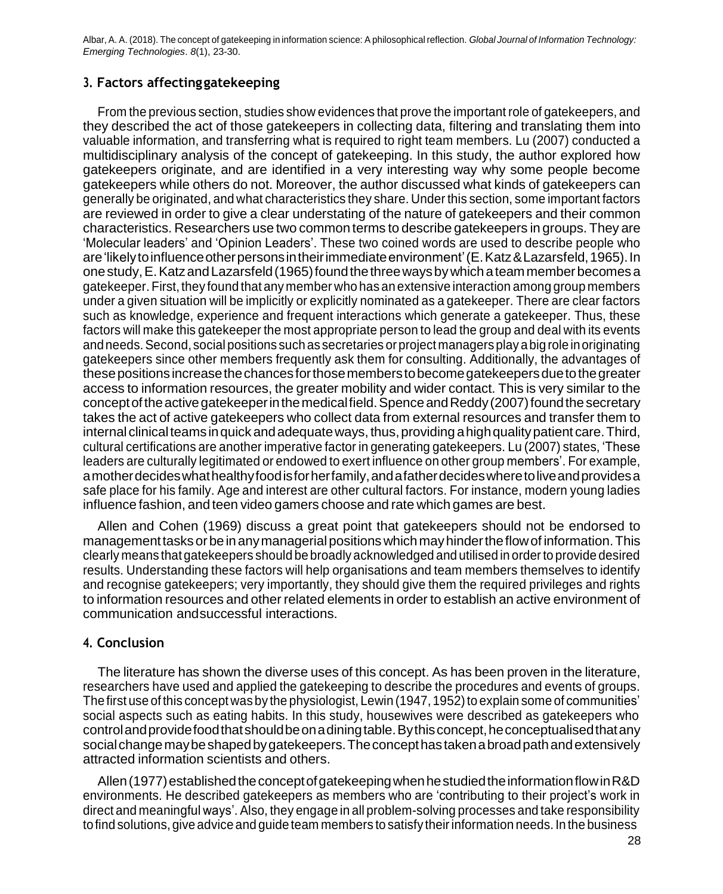## 3. Factors affecting gatekeeping

From the previous section, studies show evidences that prove the important role of gatekeepers, and they described the act of those gatekeepers in collecting data, filtering and translating them into valuable information, and transferring what is required to right team members. Lu (2007) conducted a multidisciplinary analysis of the concept of gatekeeping. In this study, the author explored how gatekeepers originate, and are identified in a very interesting way why some people become gatekeepers while others do not. Moreover, the author discussed what kinds of gatekeepers can generally be originated, and what characteristics they share. Under this section, some important factors are reviewed in order to give a clear understating of the nature of gatekeepers and their common characteristics. Researchers use two common terms to describe gatekeepers in groups. They are 'Molecular leaders' and 'Opinion Leaders'. These two coined words are used to describe people who are 'likely to influence other persons in their immediate environment' (E. Katz & Lazarsfeld, 1965). In one study, E. Katz and Lazarsfeld (1965) found the three ways by which a team member becomes a gatekeeper. First, they found that any member who has an extensive interaction among group members under a given situation will be implicitly or explicitly nominated as a gatekeeper. There are clear factors such as knowledge, experience and frequent interactions which generate a gatekeeper. Thus, these factors will make this gatekeeper the most appropriate person to lead the group and deal with its events and needs. Second, social positions such as secretaries or project managers play a big role in originating gatekeepers since other members frequently ask them for consulting. Additionally, the advantages of these positions increase the chances for those members to become gatekeepers due to the greater access to information resources, the greater mobility and wider contact. This is very similar to the concept of the active gatekeeper in the medical field. Spence and Reddy (2007) found the secretary takes the act of active gatekeepers who collect data from external resources and transfer them to internal clinical teams in quick and adequate ways, thus, providing a high quality patient care. Third, cultural certifications are another imperative factor in generating gatekeepers. Lu (2007) states, 'These leaders are culturally legitimated or endowed to exert influence on other group members'. For example, a mother decides what healthy food is for her family, and a father decides where to live and provides a safe place for his family. Age and interest are other cultural factors. For instance, modern young ladies influence fashion, and teen video gamers choose and rate which games are best.

Allen and Cohen (1969) discuss a great point that gatekeepers should not be endorsed to management tasks or be in any managerial positions which may hinder the flow of information. This clearly means that gatekeepers should be broadly acknowledged and utilised in order to provide desired results. Understanding these factors will help organisations and team members themselves to identify and recognise gatekeepers; very importantly, they should give them the required privileges and rights to information resources and other related elements in order to establish an active environment of communication and successful interactions.

## 4. Conclusion

The literature has shown the diverse uses of this concept. As has been proven in the literature, researchers have used and applied the gatekeeping to describe the procedures and events of groups. The first use of this concept was by the physiologist, Lewin (1947, 1952) to explain some of communities' social aspects such as eating habits. In this study, housewives were described as gatekeepers who control and provide food that should be on a dining table. By this concept, he conceptualised that any social change may be shaped by gatekeepers. The concept has taken a broad path and extensively attracted information scientists and others.

Allen (1977) established the concept of gatekeeping when he studied the information flow in R&D environments. He described gatekeepers as members who are 'contributing to their project's work in direct and meaningful ways'. Also, they engage in all problem-solving processes and take responsibility to find solutions, give advice and guide team members to satisfy their information needs. In the business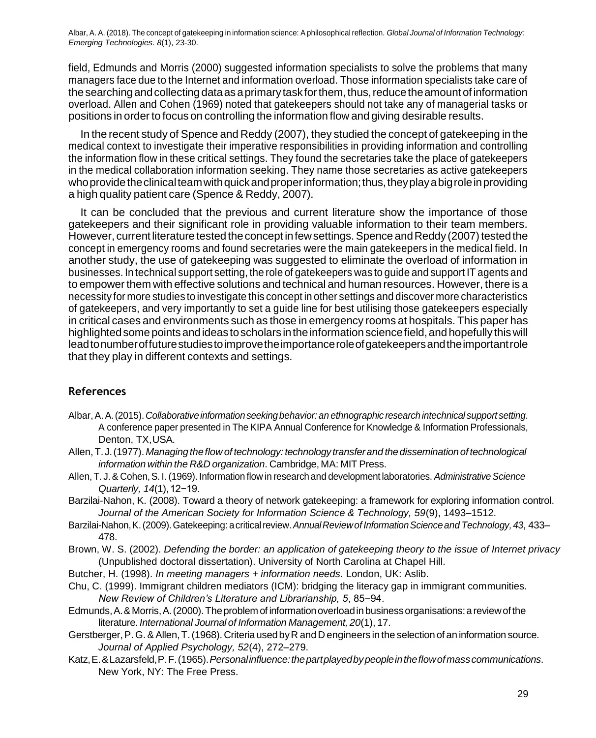field, Edmunds and Morris (2000) suggested information specialists to solve the problems that many managers face due to the Internet and information overload. Those information specialists take care of the searching and collecting data as a primary task for them, thus, reduce the amount of information overload. Allen and Cohen (1969) noted that gatekeepers should not take any of managerial tasks or positions in order to focus on controlling the information flow and giving desirable results.

In the recent study of Spence and Reddy (2007), they studied the concept of gatekeeping in the medical context to investigate their imperative responsibilities in providing information and controlling the information flow in these critical settings. They found the secretaries take the place of gatekeepers in the medical collaboration information seeking. They name those secretaries as active gatekeepers who provide the clinical team with quick and proper information; thus, they play a big role in providing a high quality patient care (Spence & Reddy, 2007).

It can be concluded that the previous and current literature show the importance of those gatekeepers and their significant role in providing valuable information to their team members. However, current literature tested the concept in few settings. Spence and Reddy (2007) tested the concept in emergency rooms and found secretaries were the main gatekeepers in the medical field. In another study, the use of gatekeeping was suggested to eliminate the overload of information in businesses. In technical support setting, the role of gatekeepers was to guide and support IT agents and to empower them with effective solutions and technical and human resources. However, there is a necessity for more studies to investigate this concept in other settings and discover more characteristics of gatekeepers, and very importantly to set a guide line for best utilising those gatekeepers especially in critical cases and environments such as those in emergency rooms at hospitals. This paper has highlighted some points and ideas to scholars in the information science field, and hopefully this will lead to number of future studies to improve the importance role of gatekeepers and the important role that they play in different contexts and settings.

## References

Albar, A. A. (2015). *Collaborative information seeking behavior: an ethnographic research in technical support setting*. A conference paper presented in The KIPA Annual Conference for Knowledge & Information Professionals, Denton, TX, USA.

Allen, T. J. (1977). *Managing the flow of technology: technology transfer and the dissemination of technological information within the R&D organization*. Cambridge, MA: MIT Press.

Allen, T. J. & Cohen, S. I. (1969). Information flow in research and development laboratories. *Administrative Science Quarterly, 14*(1), 12−19.

Barzilai-Nahon, K. (2008). Toward a theory of network gatekeeping: a framework for exploring information control. *Journal of the American Society for Information Science & Technology, 59*(9), 1493–1512.

Barzilai-Nahon, K. (2009). Gatekeeping: a critical review. *Annual Review of Information Science and Technology, 43*, 433–478.

Brown, W. S. (2002). *Defending the border: an application of gatekeeping theory to the issue of Internet privacy* (Unpublished doctoral dissertation). University of North Carolina at Chapel Hill.

Butcher, H. (1998). *In meeting managers + information needs.* London, UK: Aslib.

Chu, C. (1999). Immigrant children mediators (ICM): bridging the literacy gap in immigrant communities. *New Review of Children's Literature and Librarianship, 5*, 85−94.

Edmunds, A. & Morris, A. (2000). The problem of information overload in business organisations: a review of the literature. *International Journal of Information Management, 20*(1), 17.

Gerstberger, P. G. & Allen, T. (1968). Criteria used by R and D engineers in the selection of an information source. *Journal of Applied Psychology, 52*(4), 272–279.

Katz, E. & Lazarsfeld, P. F. (1965). *Personal influence: the part played by people in the flow of mass communications*. New York, NY: The Free Press.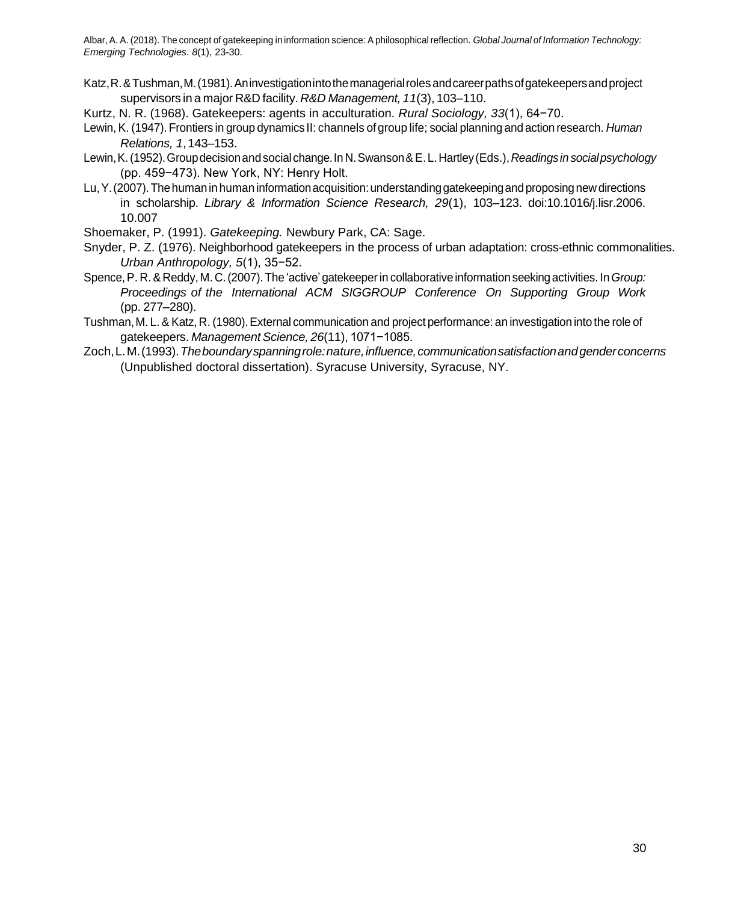Katz, R. & Tushman, M. (1981). An investigation into the managerial roles and career paths of gatekeepers and project supervisors in a major R&D facility. *R&D Management, 11*(3), 103–110.

Kurtz, N. R. (1968). Gatekeepers: agents in acculturation. *Rural Sociology, 33*(1), 64−70.

Lewin, K. (1947). Frontiers in group dynamics II: channels of group life; social planning and action research. *Human Relations, 1*, 143–153.

Lewin, K. (1952). Group decision and social change. In N. Swanson & E. L. Hartley (Eds.), *Readings in social psychology* (pp. 459−473). New York, NY: Henry Holt.

Lu, Y. (2007). The human in human information acquisition: understanding gatekeeping and proposing new directions in scholarship. *Library & Information Science Research, 29*(1), 103–123. doi:10.1016/j.lisr.2006.10.007

Shoemaker, P. (1991). *Gatekeeping.* Newbury Park, CA: Sage.

Snyder, P. Z. (1976). Neighborhood gatekeepers in the process of urban adaptation: cross-ethnic commonalities. *Urban Anthropology, 5*(1), 35−52.

Spence, P. R. & Reddy, M. C. (2007). The 'active' gatekeeper in collaborative information seeking activities. In *Group: Proceedings of the International ACM SIGGROUP Conference On Supporting Group Work* (pp. 277–280).

Tushman, M. L. & Katz, R. (1980). External communication and project performance: an investigation into the role of gatekeepers. *Management Science, 26*(11), 1071−1085.

Zoch, L. M. (1993). *The boundary spanning role: nature, influence, communication satisfaction and gender concerns* (Unpublished doctoral dissertation). Syracuse University, Syracuse, NY.